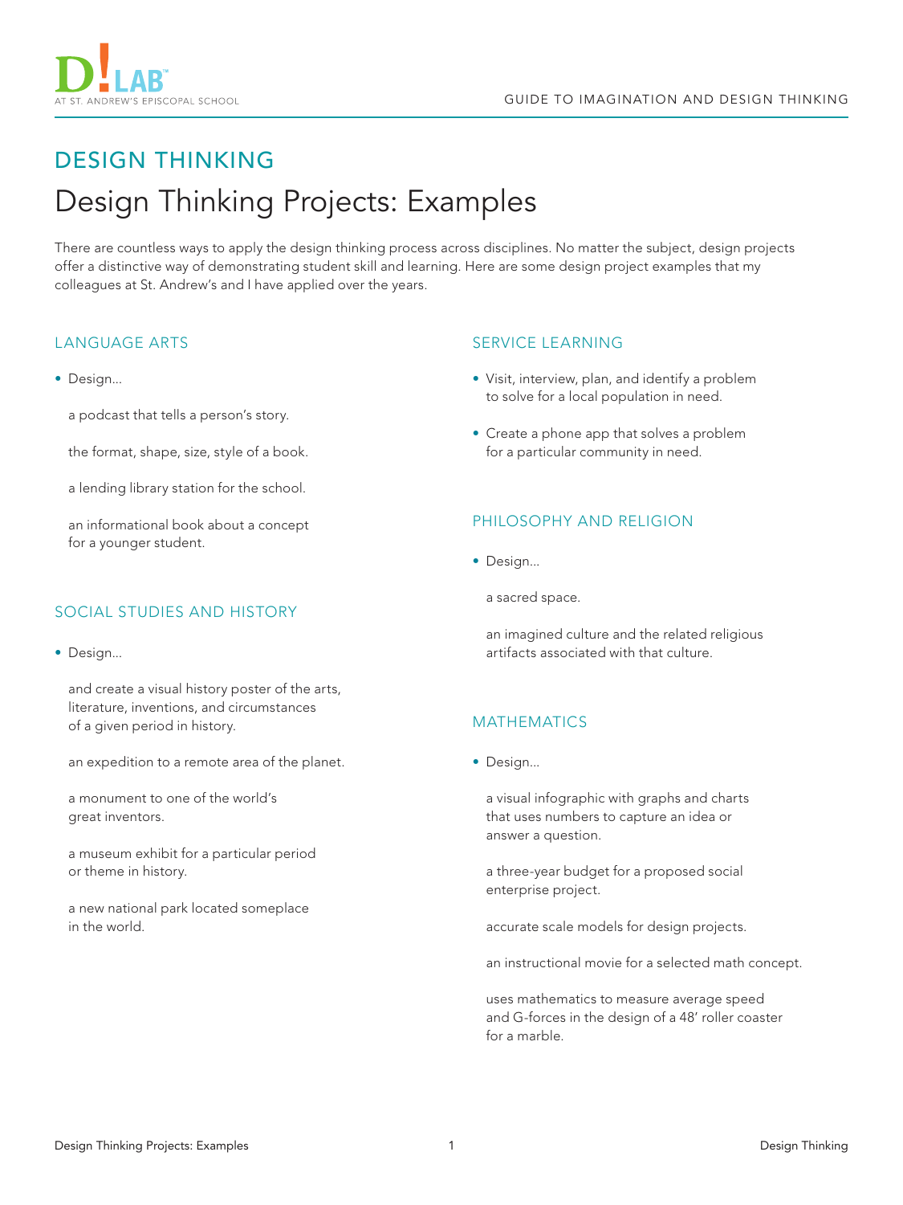# DESIGN THINKING

## Design Thinking Projects: Examples

There are countless ways to apply the design thinking process across disciplines. No matter the subject, design projects offer a distinctive way of demonstrating student skill and learning. Here are some design project examples that my colleagues at St. Andrew's and I have applied over the years.

### LANGUAGE ARTS

- Design...

  a podcast that tells a person's story.

  the format, shape, size, style of a book.

  a lending library station for the school.

  an informational book about a concept for a younger student.

### SOCIAL STUDIES AND HISTORY

- Design...

  and create a visual history poster of the arts, literature, inventions, and circumstances of a given period in history.

  an expedition to a remote area of the planet.

  a monument to one of the world's great inventors.

  a museum exhibit for a particular period or theme in history.

  a new national park located someplace in the world.

### SERVICE LEARNING

- Visit, interview, plan, and identify a problem to solve for a local population in need.
- Create a phone app that solves a problem for a particular community in need.

### PHILOSOPHY AND RELIGION

- Design...

  a sacred space.

  an imagined culture and the related religious artifacts associated with that culture.

### MATHEMATICS

- Design...

  a visual infographic with graphs and charts that uses numbers to capture an idea or answer a question.

  a three-year budget for a proposed social enterprise project.

  accurate scale models for design projects.

  an instructional movie for a selected math concept.

  uses mathematics to measure average speed and G-forces in the design of a 48' roller coaster for a marble.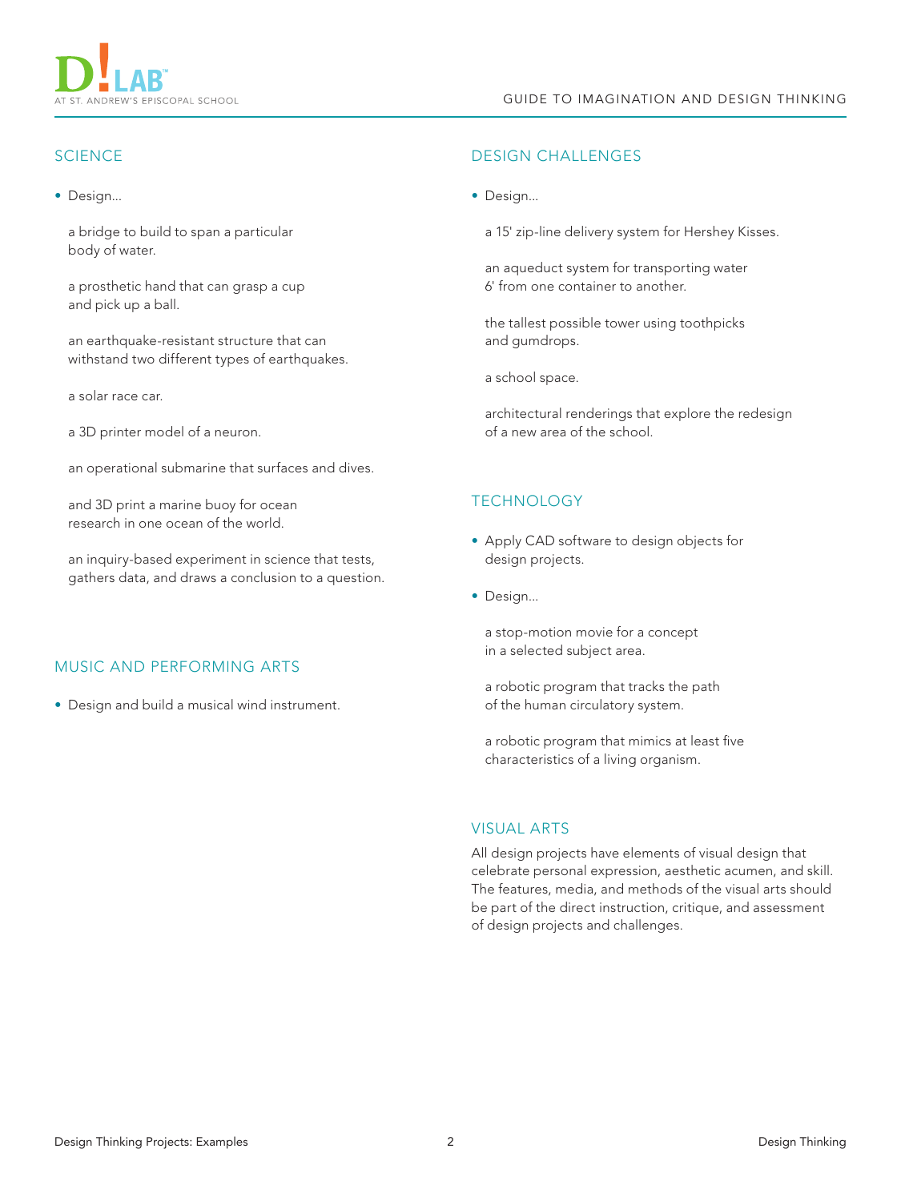## SCIENCE

- Design…

  a bridge to build to span a particular body of water.

  a prosthetic hand that can grasp a cup and pick up a ball.

  an earthquake-resistant structure that can withstand two different types of earthquakes.

  a solar race car.

  a 3D printer model of a neuron.

  an operational submarine that surfaces and dives.

  and 3D print a marine buoy for ocean research in one ocean of the world.

  an inquiry-based experiment in science that tests, gathers data, and draws a conclusion to a question.

## MUSIC AND PERFORMING ARTS

- Design and build a musical wind instrument.

## DESIGN CHALLENGES

- Design…

  a 15' zip-line delivery system for Hershey Kisses.

  an aqueduct system for transporting water 6' from one container to another.

  the tallest possible tower using toothpicks and gumdrops.

  a school space.

  architectural renderings that explore the redesign of a new area of the school.

## TECHNOLOGY

- Apply CAD software to design objects for design projects.
- Design…

  a stop-motion movie for a concept in a selected subject area.

  a robotic program that tracks the path of the human circulatory system.

  a robotic program that mimics at least five characteristics of a living organism.

## VISUAL ARTS

All design projects have elements of visual design that celebrate personal expression, aesthetic acumen, and skill. The features, media, and methods of the visual arts should be part of the direct instruction, critique, and assessment of design projects and challenges.